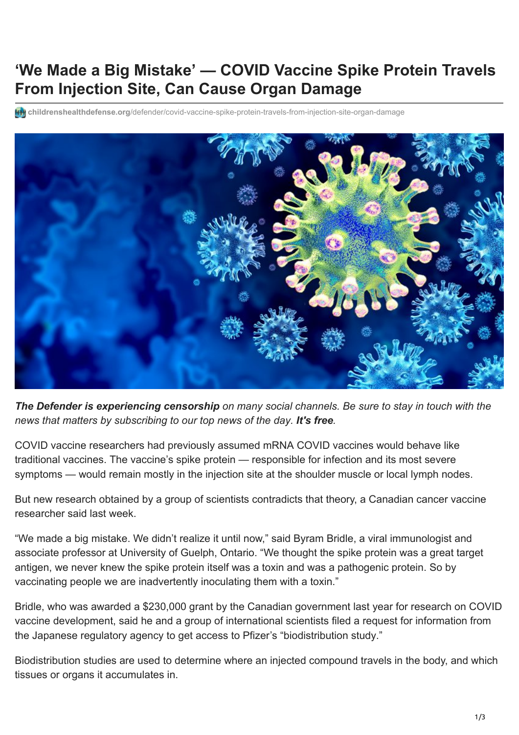# 'We Made a Big Mistake' — COVID Vaccine Spike Protein Travels From Injection Site, Can Cause Organ Damage

**childrenshealthdefense.org**/defender/covid-vaccine-spike-protein-travels-from-injection-site-organ-damage

***The Defender is experiencing censorship*** *on many social channels. Be sure to stay in touch with the news that matters by subscribing to our top news of the day.* ***It's free****.*

COVID vaccine researchers had previously assumed mRNA COVID vaccines would behave like traditional vaccines. The vaccine's spike protein — responsible for infection and its most severe symptoms — would remain mostly in the injection site at the shoulder muscle or local lymph nodes.

But new research obtained by a group of scientists contradicts that theory, a Canadian cancer vaccine researcher said last week.

"We made a big mistake. We didn't realize it until now," said Byram Bridle, a viral immunologist and associate professor at University of Guelph, Ontario. "We thought the spike protein was a great target antigen, we never knew the spike protein itself was a toxin and was a pathogenic protein. So by vaccinating people we are inadvertently inoculating them with a toxin."

Bridle, who was awarded a $230,000 grant by the Canadian government last year for research on COVID vaccine development, said he and a group of international scientists filed a request for information from the Japanese regulatory agency to get access to Pfizer's "biodistribution study."

Biodistribution studies are used to determine where an injected compound travels in the body, and which tissues or organs it accumulates in.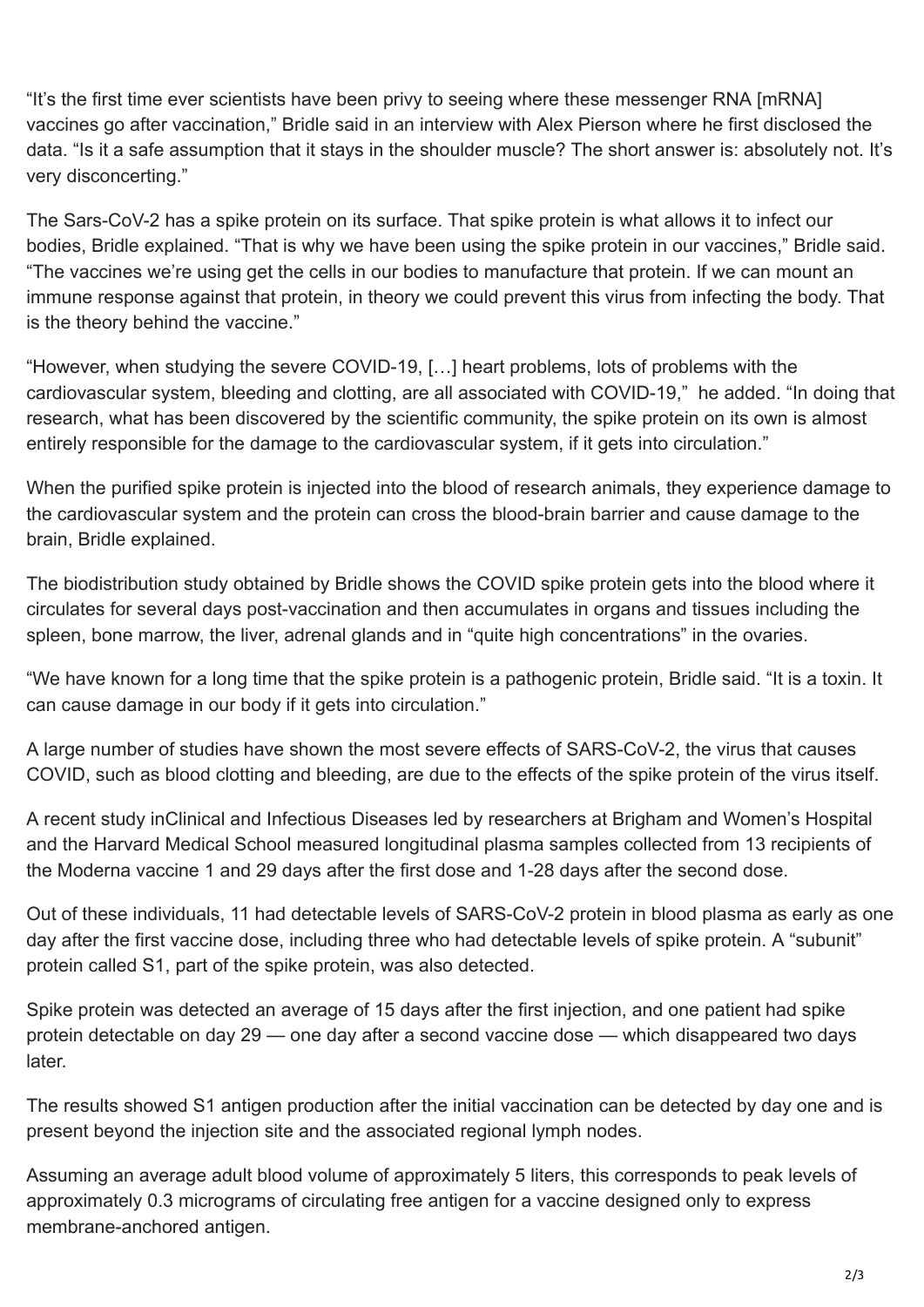"It's the first time ever scientists have been privy to seeing where these messenger RNA [mRNA] vaccines go after vaccination," Bridle said in an interview with Alex Pierson where he first disclosed the data. "Is it a safe assumption that it stays in the shoulder muscle? The short answer is: absolutely not. It's very disconcerting."

The Sars-CoV-2 has a spike protein on its surface. That spike protein is what allows it to infect our bodies, Bridle explained. "That is why we have been using the spike protein in our vaccines," Bridle said. "The vaccines we're using get the cells in our bodies to manufacture that protein. If we can mount an immune response against that protein, in theory we could prevent this virus from infecting the body. That is the theory behind the vaccine."

"However, when studying the severe COVID-19, […] heart problems, lots of problems with the cardiovascular system, bleeding and clotting, are all associated with COVID-19," he added. "In doing that research, what has been discovered by the scientific community, the spike protein on its own is almost entirely responsible for the damage to the cardiovascular system, if it gets into circulation."

When the purified spike protein is injected into the blood of research animals, they experience damage to the cardiovascular system and the protein can cross the blood-brain barrier and cause damage to the brain, Bridle explained.

The biodistribution study obtained by Bridle shows the COVID spike protein gets into the blood where it circulates for several days post-vaccination and then accumulates in organs and tissues including the spleen, bone marrow, the liver, adrenal glands and in "quite high concentrations" in the ovaries.

"We have known for a long time that the spike protein is a pathogenic protein, Bridle said. "It is a toxin. It can cause damage in our body if it gets into circulation."

A large number of studies have shown the most severe effects of SARS-CoV-2, the virus that causes COVID, such as blood clotting and bleeding, are due to the effects of the spike protein of the virus itself.

A recent study inClinical and Infectious Diseases led by researchers at Brigham and Women's Hospital and the Harvard Medical School measured longitudinal plasma samples collected from 13 recipients of the Moderna vaccine 1 and 29 days after the first dose and 1-28 days after the second dose.

Out of these individuals, 11 had detectable levels of SARS-CoV-2 protein in blood plasma as early as one day after the first vaccine dose, including three who had detectable levels of spike protein. A "subunit" protein called S1, part of the spike protein, was also detected.

Spike protein was detected an average of 15 days after the first injection, and one patient had spike protein detectable on day 29 — one day after a second vaccine dose — which disappeared two days later.

The results showed S1 antigen production after the initial vaccination can be detected by day one and is present beyond the injection site and the associated regional lymph nodes.

Assuming an average adult blood volume of approximately 5 liters, this corresponds to peak levels of approximately 0.3 micrograms of circulating free antigen for a vaccine designed only to express membrane-anchored antigen.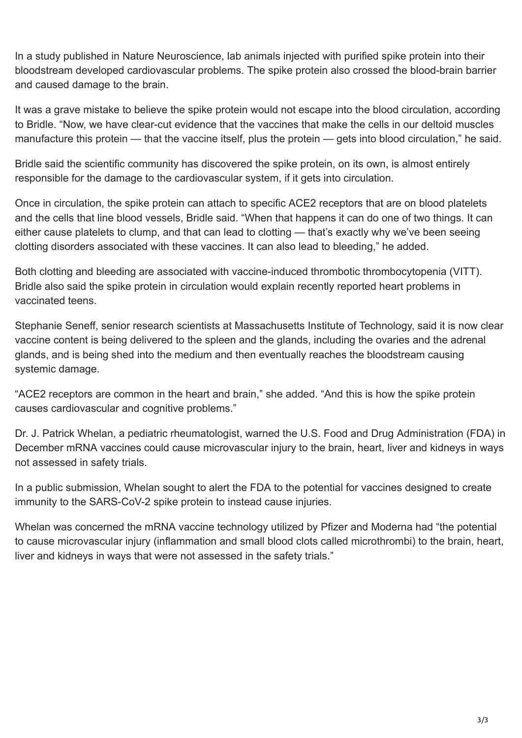In a study published in Nature Neuroscience, lab animals injected with purified spike protein into their bloodstream developed cardiovascular problems. The spike protein also crossed the blood-brain barrier and caused damage to the brain.

It was a grave mistake to believe the spike protein would not escape into the blood circulation, according to Bridle. "Now, we have clear-cut evidence that the vaccines that make the cells in our deltoid muscles manufacture this protein — that the vaccine itself, plus the protein — gets into blood circulation," he said.

Bridle said the scientific community has discovered the spike protein, on its own, is almost entirely responsible for the damage to the cardiovascular system, if it gets into circulation.

Once in circulation, the spike protein can attach to specific ACE2 receptors that are on blood platelets and the cells that line blood vessels, Bridle said. "When that happens it can do one of two things. It can either cause platelets to clump, and that can lead to clotting — that's exactly why we've been seeing clotting disorders associated with these vaccines. It can also lead to bleeding," he added.

Both clotting and bleeding are associated with vaccine-induced thrombotic thrombocytopenia (VITT). Bridle also said the spike protein in circulation would explain recently reported heart problems in vaccinated teens.

Stephanie Seneff, senior research scientists at Massachusetts Institute of Technology, said it is now clear vaccine content is being delivered to the spleen and the glands, including the ovaries and the adrenal glands, and is being shed into the medium and then eventually reaches the bloodstream causing systemic damage.

"ACE2 receptors are common in the heart and brain," she added. "And this is how the spike protein causes cardiovascular and cognitive problems."

Dr. J. Patrick Whelan, a pediatric rheumatologist, warned the U.S. Food and Drug Administration (FDA) in December mRNA vaccines could cause microvascular injury to the brain, heart, liver and kidneys in ways not assessed in safety trials.

In a public submission, Whelan sought to alert the FDA to the potential for vaccines designed to create immunity to the SARS-CoV-2 spike protein to instead cause injuries.

Whelan was concerned the mRNA vaccine technology utilized by Pfizer and Moderna had "the potential to cause microvascular injury (inflammation and small blood clots called microthrombi) to the brain, heart, liver and kidneys in ways that were not assessed in the safety trials."